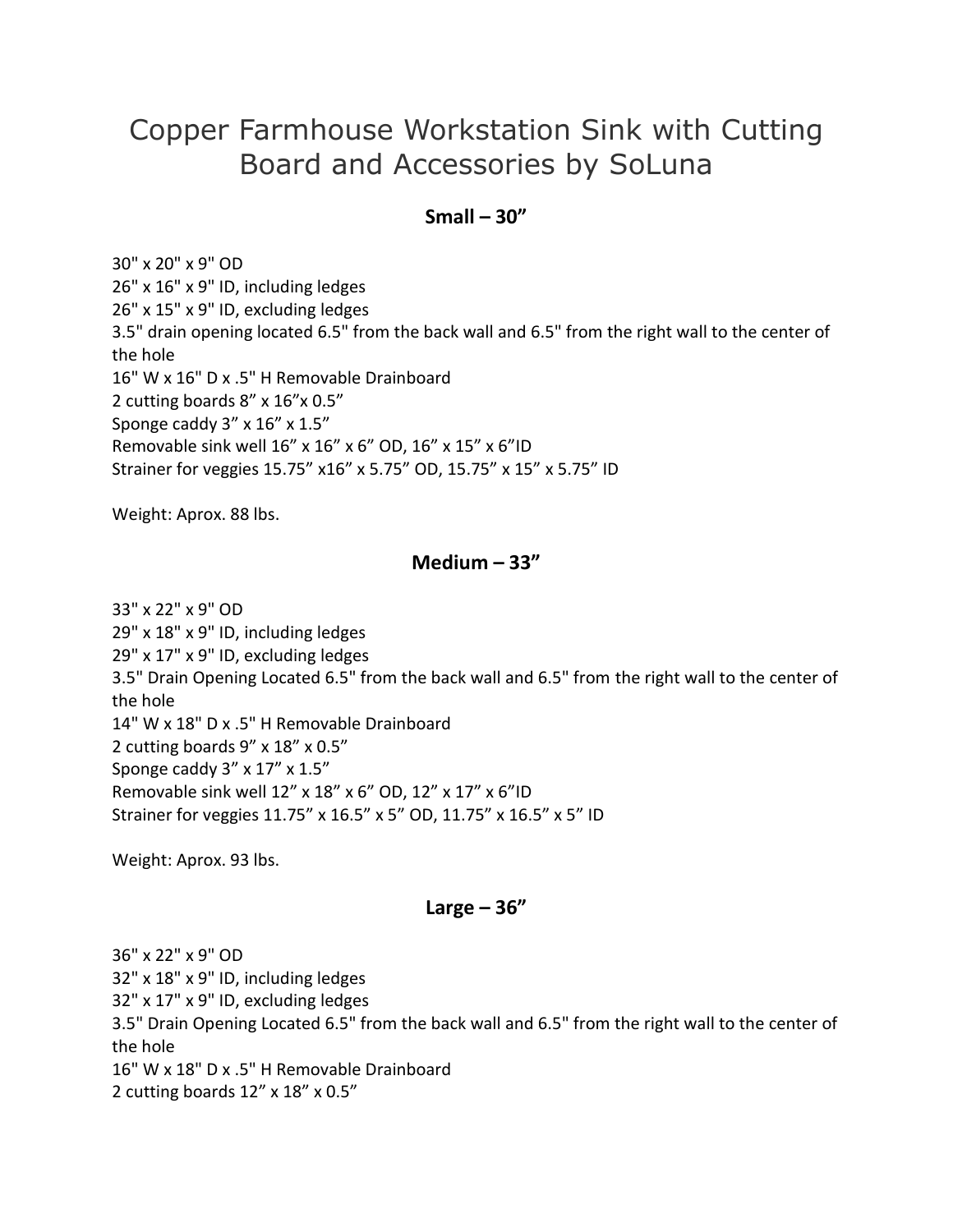# Copper Farmhouse Workstation Sink with Cutting Board and Accessories by SoLuna

## Small – 30"

30" x 20" x 9" OD
26" x 16" x 9" ID, including ledges
26" x 15" x 9" ID, excluding ledges
3.5" drain opening located 6.5" from the back wall and 6.5" from the right wall to the center of the hole
16" W x 16" D x .5" H Removable Drainboard
2 cutting boards 8" x 16"x 0.5"
Sponge caddy 3" x 16" x 1.5"
Removable sink well 16" x 16" x 6" OD, 16" x 15" x 6"ID
Strainer for veggies 15.75" x16" x 5.75" OD, 15.75" x 15" x 5.75" ID

Weight: Aprox. 88 lbs.

## Medium – 33"

33" x 22" x 9" OD
29" x 18" x 9" ID, including ledges
29" x 17" x 9" ID, excluding ledges
3.5" Drain Opening Located 6.5" from the back wall and 6.5" from the right wall to the center of the hole
14" W x 18" D x .5" H Removable Drainboard
2 cutting boards 9" x 18" x 0.5"
Sponge caddy 3" x 17" x 1.5"
Removable sink well 12" x 18" x 6" OD, 12" x 17" x 6"ID
Strainer for veggies 11.75" x 16.5" x 5" OD, 11.75" x 16.5" x 5" ID

Weight: Aprox. 93 lbs.

## Large – 36"

36" x 22" x 9" OD
32" x 18" x 9" ID, including ledges
32" x 17" x 9" ID, excluding ledges
3.5" Drain Opening Located 6.5" from the back wall and 6.5" from the right wall to the center of the hole
16" W x 18" D x .5" H Removable Drainboard
2 cutting boards 12" x 18" x 0.5"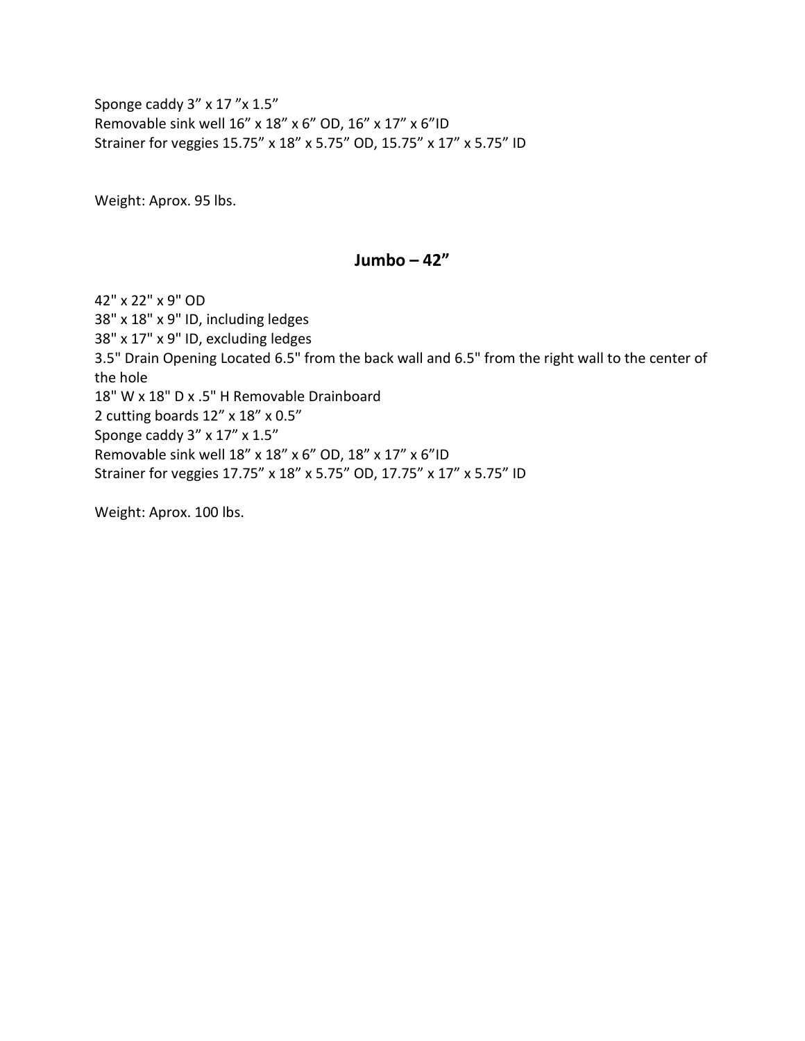Sponge caddy 3” x 17 ”x 1.5”
Removable sink well 16” x 18” x 6” OD, 16” x 17” x 6”ID
Strainer for veggies 15.75” x 18” x 5.75” OD, 15.75” x 17” x 5.75” ID

Weight: Aprox. 95 lbs.

## Jumbo – 42”

42" x 22" x 9" OD
38" x 18" x 9" ID, including ledges
38" x 17" x 9" ID, excluding ledges
3.5" Drain Opening Located 6.5" from the back wall and 6.5" from the right wall to the center of the hole
18" W x 18" D x .5" H Removable Drainboard
2 cutting boards 12” x 18” x 0.5”
Sponge caddy 3” x 17” x 1.5”
Removable sink well 18” x 18” x 6” OD, 18” x 17” x 6”ID
Strainer for veggies 17.75” x 18” x 5.75” OD, 17.75” x 17” x 5.75” ID

Weight: Aprox. 100 lbs.